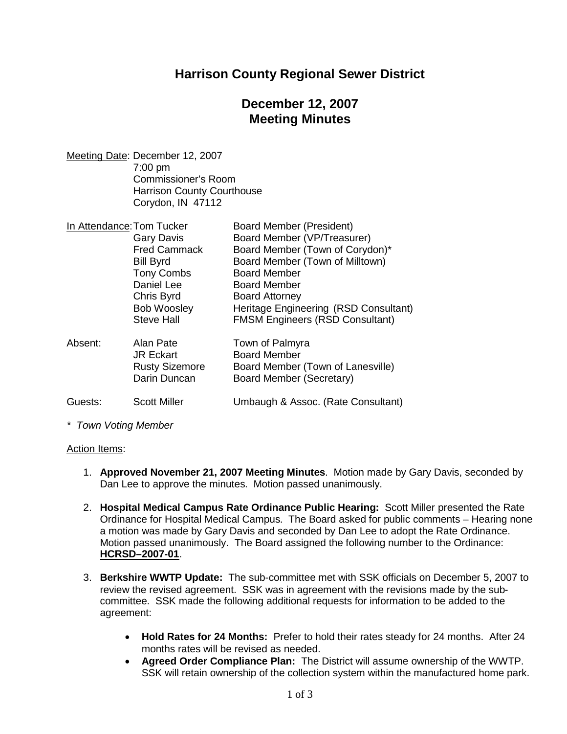# Harrison County Regional Sewer District

## December 12, 2007
## Meeting Minutes

Meeting Date: December 12, 2007
7:00 pm
Commissioner's Room
Harrison County Courthouse
Corydon, IN 47112

| In Attendance: | Tom Tucker | Board Member (President) |
|---|---|---|
| | Gary Davis | Board Member (VP/Treasurer) |
| | Fred Cammack | Board Member (Town of Corydon)* |
| | Bill Byrd | Board Member (Town of Milltown) |
| | Tony Combs | Board Member |
| | Daniel Lee | Board Member |
| | Chris Byrd | Board Attorney |
| | Bob Woosley | Heritage Engineering (RSD Consultant) |
| | Steve Hall | FMSM Engineers (RSD Consultant) |
| Absent: | Alan Pate | Town of Palmyra |
| | JR Eckart | Board Member |
| | Rusty Sizemore | Board Member (Town of Lanesville) |
| | Darin Duncan | Board Member (Secretary) |
| Guests: | Scott Miller | Umbaugh & Assoc. (Rate Consultant) |

*\* Town Voting Member*

Action Items:

1. **Approved November 21, 2007 Meeting Minutes**. Motion made by Gary Davis, seconded by Dan Lee to approve the minutes. Motion passed unanimously.

2. **Hospital Medical Campus Rate Ordinance Public Hearing:** Scott Miller presented the Rate Ordinance for Hospital Medical Campus. The Board asked for public comments – Hearing none a motion was made by Gary Davis and seconded by Dan Lee to adopt the Rate Ordinance. Motion passed unanimously. The Board assigned the following number to the Ordinance: **HCRSD–2007-01**.

3. **Berkshire WWTP Update:** The sub-committee met with SSK officials on December 5, 2007 to review the revised agreement. SSK was in agreement with the revisions made by the sub-committee. SSK made the following additional requests for information to be added to the agreement:

   - **Hold Rates for 24 Months:** Prefer to hold their rates steady for 24 months. After 24 months rates will be revised as needed.
   - **Agreed Order Compliance Plan:** The District will assume ownership of the WWTP. SSK will retain ownership of the collection system within the manufactured home park.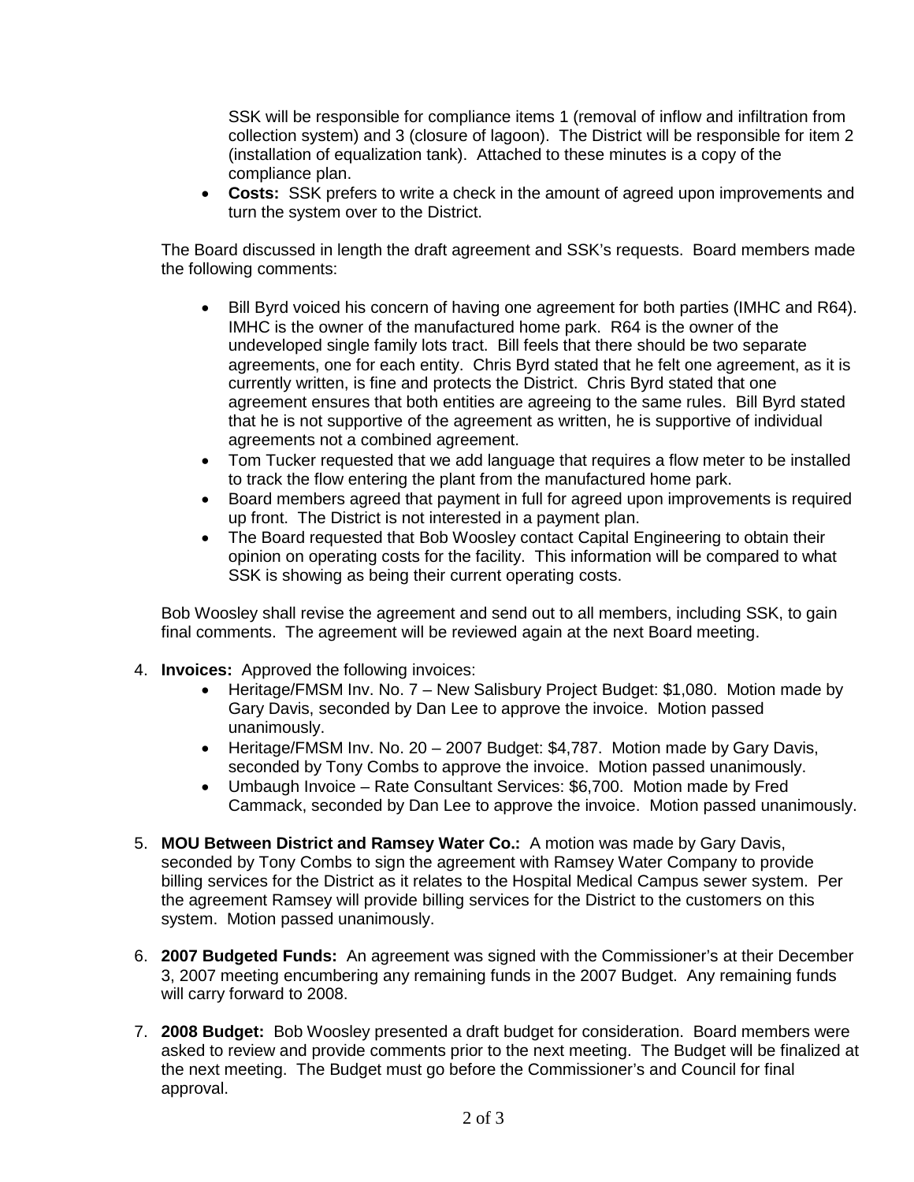SSK will be responsible for compliance items 1 (removal of inflow and infiltration from collection system) and 3 (closure of lagoon). The District will be responsible for item 2 (installation of equalization tank). Attached to these minutes is a copy of the compliance plan.

- **Costs:** SSK prefers to write a check in the amount of agreed upon improvements and turn the system over to the District.

The Board discussed in length the draft agreement and SSK's requests. Board members made the following comments:

- Bill Byrd voiced his concern of having one agreement for both parties (IMHC and R64). IMHC is the owner of the manufactured home park. R64 is the owner of the undeveloped single family lots tract. Bill feels that there should be two separate agreements, one for each entity. Chris Byrd stated that he felt one agreement, as it is currently written, is fine and protects the District. Chris Byrd stated that one agreement ensures that both entities are agreeing to the same rules. Bill Byrd stated that he is not supportive of the agreement as written, he is supportive of individual agreements not a combined agreement.
- Tom Tucker requested that we add language that requires a flow meter to be installed to track the flow entering the plant from the manufactured home park.
- Board members agreed that payment in full for agreed upon improvements is required up front. The District is not interested in a payment plan.
- The Board requested that Bob Woosley contact Capital Engineering to obtain their opinion on operating costs for the facility. This information will be compared to what SSK is showing as being their current operating costs.

Bob Woosley shall revise the agreement and send out to all members, including SSK, to gain final comments. The agreement will be reviewed again at the next Board meeting.

4. **Invoices:** Approved the following invoices:
   - Heritage/FMSM Inv. No. 7 – New Salisbury Project Budget: $1,080. Motion made by Gary Davis, seconded by Dan Lee to approve the invoice. Motion passed unanimously.
   - Heritage/FMSM Inv. No. 20 – 2007 Budget: $4,787. Motion made by Gary Davis, seconded by Tony Combs to approve the invoice. Motion passed unanimously.
   - Umbaugh Invoice – Rate Consultant Services: $6,700. Motion made by Fred Cammack, seconded by Dan Lee to approve the invoice. Motion passed unanimously.

5. **MOU Between District and Ramsey Water Co.:** A motion was made by Gary Davis, seconded by Tony Combs to sign the agreement with Ramsey Water Company to provide billing services for the District as it relates to the Hospital Medical Campus sewer system. Per the agreement Ramsey will provide billing services for the District to the customers on this system. Motion passed unanimously.

6. **2007 Budgeted Funds:** An agreement was signed with the Commissioner's at their December 3, 2007 meeting encumbering any remaining funds in the 2007 Budget. Any remaining funds will carry forward to 2008.

7. **2008 Budget:** Bob Woosley presented a draft budget for consideration. Board members were asked to review and provide comments prior to the next meeting. The Budget will be finalized at the next meeting. The Budget must go before the Commissioner's and Council for final approval.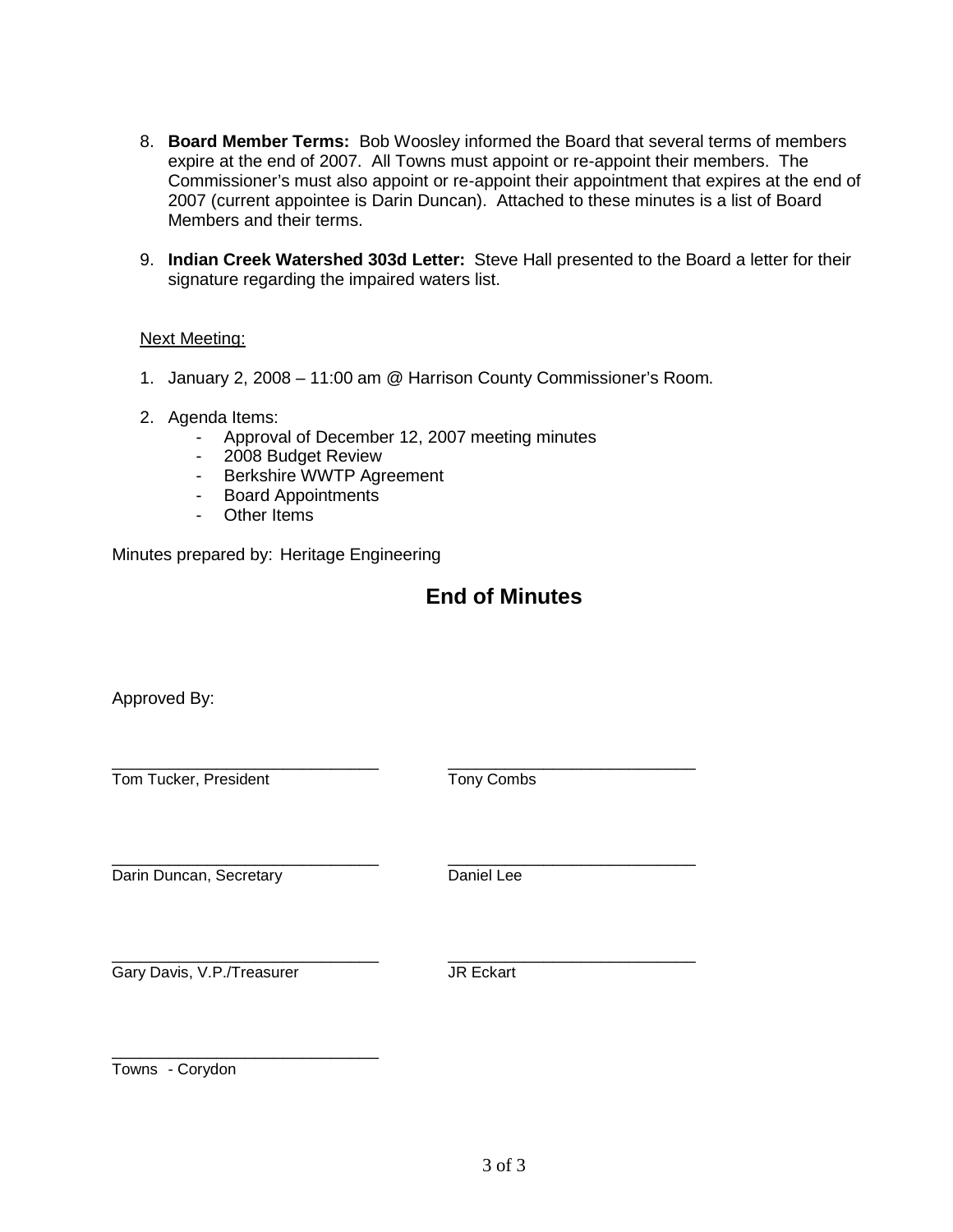8. **Board Member Terms:** Bob Woosley informed the Board that several terms of members expire at the end of 2007. All Towns must appoint or re-appoint their members. The Commissioner's must also appoint or re-appoint their appointment that expires at the end of 2007 (current appointee is Darin Duncan). Attached to these minutes is a list of Board Members and their terms.

9. **Indian Creek Watershed 303d Letter:** Steve Hall presented to the Board a letter for their signature regarding the impaired waters list.

<u>Next Meeting:</u>

1. January 2, 2008 – 11:00 am @ Harrison County Commissioner's Room.

2. Agenda Items:
   - Approval of December 12, 2007 meeting minutes
   - 2008 Budget Review
   - Berkshire WWTP Agreement
   - Board Appointments
   - Other Items

Minutes prepared by: Heritage Engineering

## End of Minutes

Approved By:

| | |
|---|---|
| ____________________________ | ____________________________ |
| Tom Tucker, President | Tony Combs |
| ____________________________ | ____________________________ |
| Darin Duncan, Secretary | Daniel Lee |
| ____________________________ | ____________________________ |
| Gary Davis, V.P./Treasurer | JR Eckart |
| ____________________________ | |
| Towns - Corydon | |